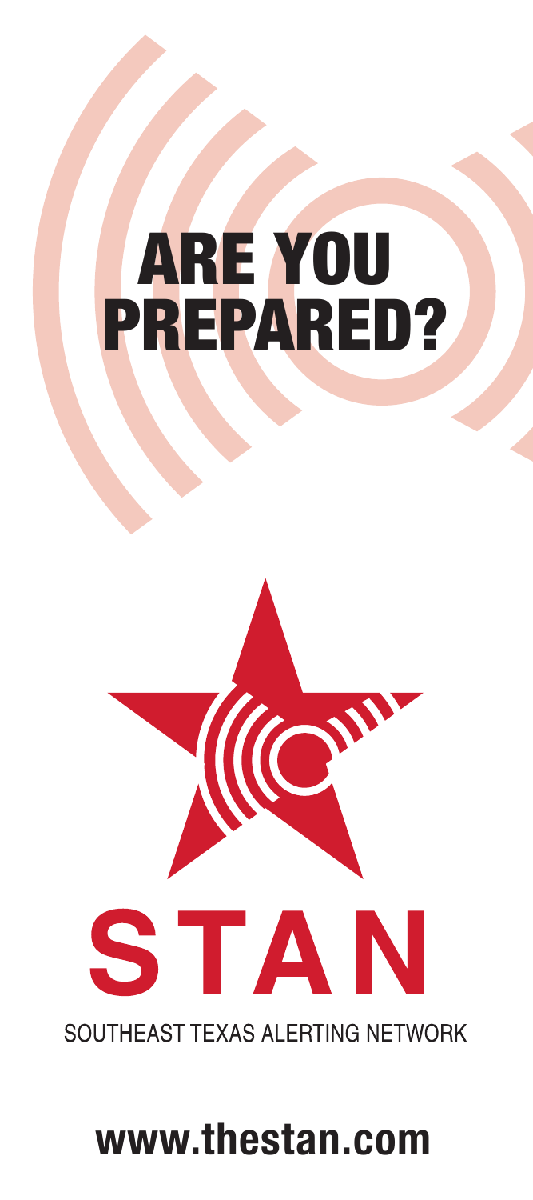# ARE YOU PREPARED?

# STAN

SOUTHEAST TEXAS ALERTING NETWORK

**www.thestan.com**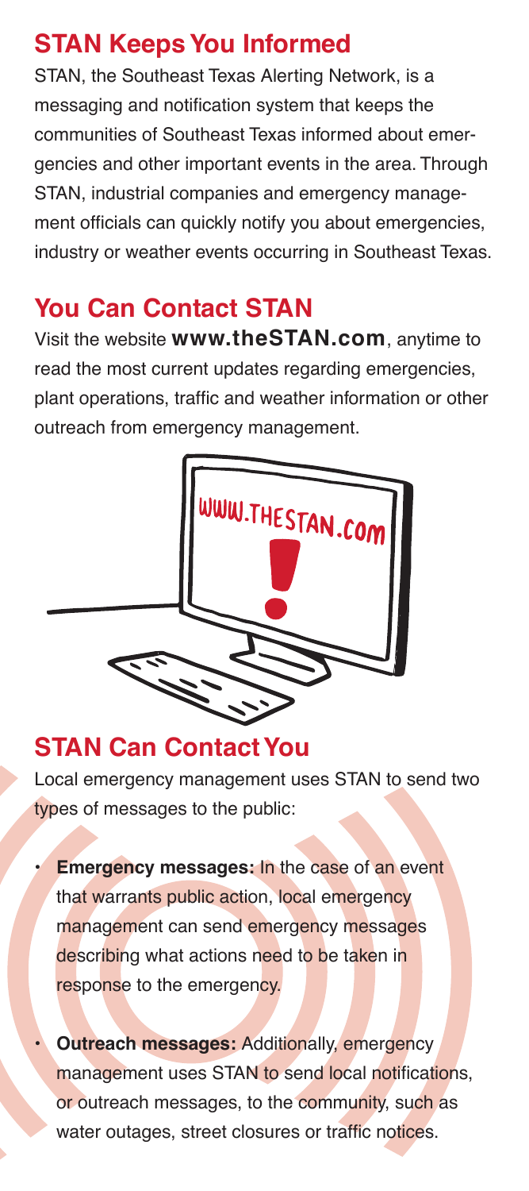## STAN Keeps You Informed

STAN, the Southeast Texas Alerting Network, is a messaging and notification system that keeps the communities of Southeast Texas informed about emergencies and other important events in the area. Through STAN, industrial companies and emergency management officials can quickly notify you about emergencies, industry or weather events occurring in Southeast Texas.

## You Can Contact STAN

Visit the website **www.theSTAN.com**, anytime to read the most current updates regarding emergencies, plant operations, traffic and weather information or other outreach from emergency management.

## STAN Can Contact You

Local emergency management uses STAN to send two types of messages to the public:

- **Emergency messages:** In the case of an event that warrants public action, local emergency management can send emergency messages describing what actions need to be taken in response to the emergency.
- **Outreach messages:** Additionally, emergency management uses STAN to send local notifications, or outreach messages, to the community, such as water outages, street closures or traffic notices.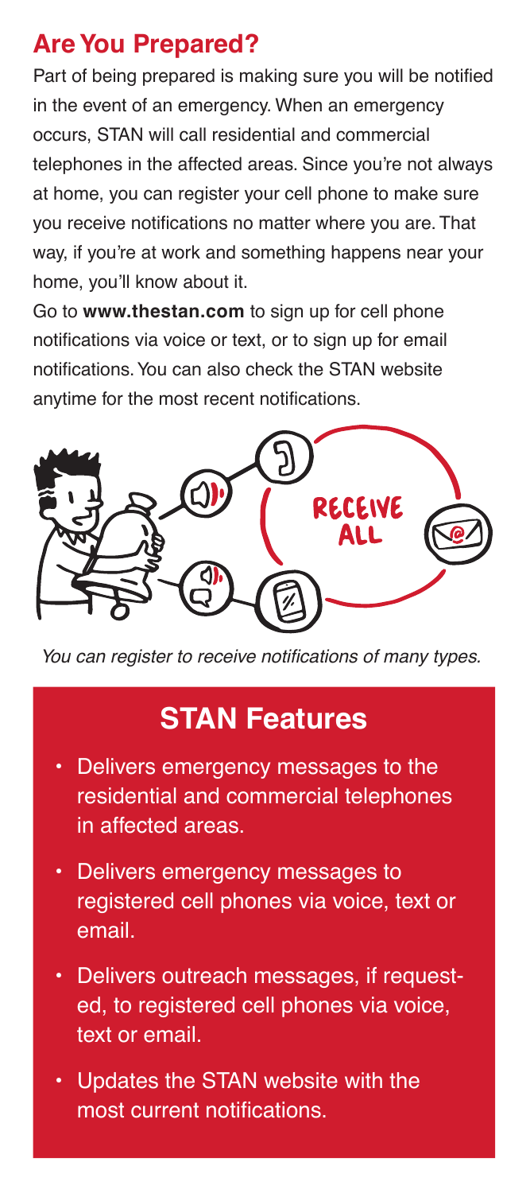## Are You Prepared?

Part of being prepared is making sure you will be notified in the event of an emergency. When an emergency occurs, STAN will call residential and commercial telephones in the affected areas. Since you're not always at home, you can register your cell phone to make sure you receive notifications no matter where you are. That way, if you're at work and something happens near your home, you'll know about it.

Go to **www.thestan.com** to sign up for cell phone notifications via voice or text, or to sign up for email notifications. You can also check the STAN website anytime for the most recent notifications.

*You can register to receive notifications of many types.*

## STAN Features

- Delivers emergency messages to the residential and commercial telephones in affected areas.
- Delivers emergency messages to registered cell phones via voice, text or email.
- Delivers outreach messages, if requested, to registered cell phones via voice, text or email.
- Updates the STAN website with the most current notifications.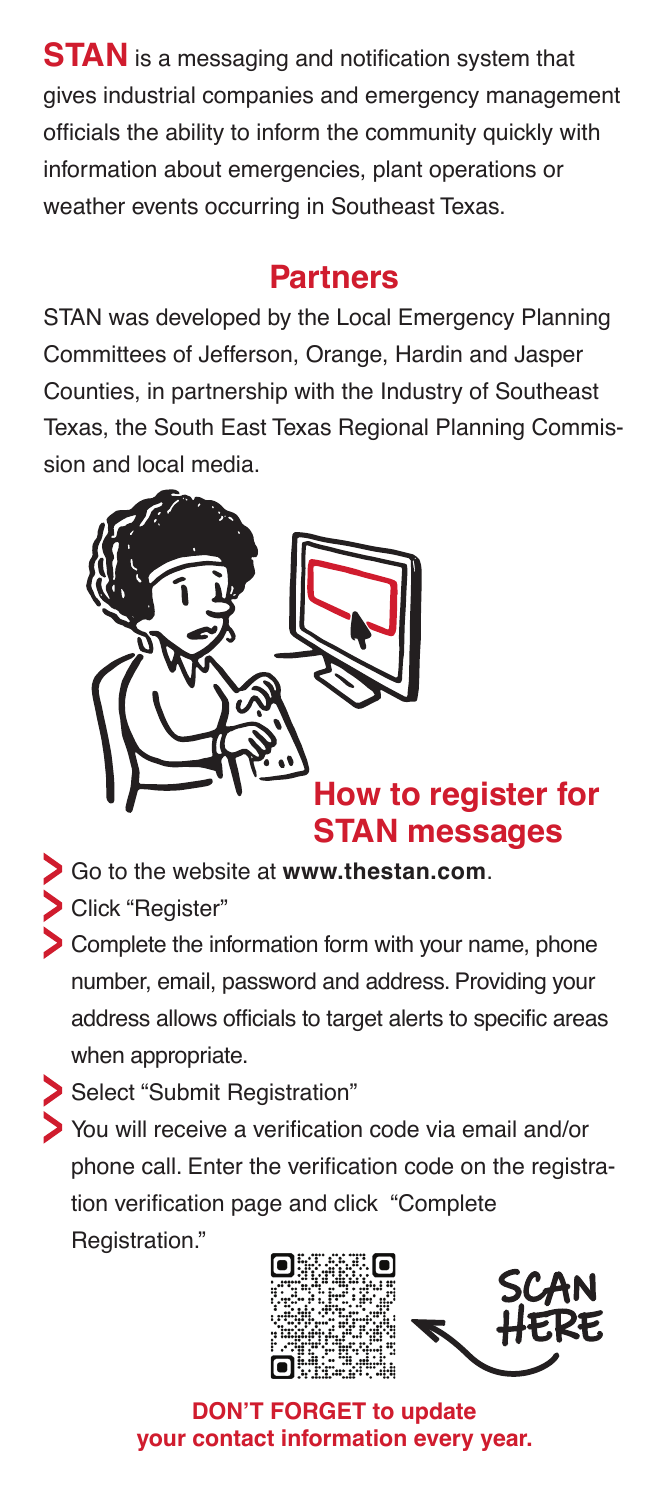**STAN** is a messaging and notification system that gives industrial companies and emergency management officials the ability to inform the community quickly with information about emergencies, plant operations or weather events occurring in Southeast Texas.

## Partners

STAN was developed by the Local Emergency Planning Committees of Jefferson, Orange, Hardin and Jasper Counties, in partnership with the Industry of Southeast Texas, the South East Texas Regional Planning Commission and local media.

## How to register for STAN messages

- Go to the website at **www.thestan.com**.
- Click "Register"
- Complete the information form with your name, phone number, email, password and address. Providing your address allows officials to target alerts to specific areas when appropriate.
- Select "Submit Registration"
- You will receive a verification code via email and/or phone call. Enter the verification code on the registration verification page and click "Complete Registration."

SCAN HERE

**DON'T FORGET to update your contact information every year.**